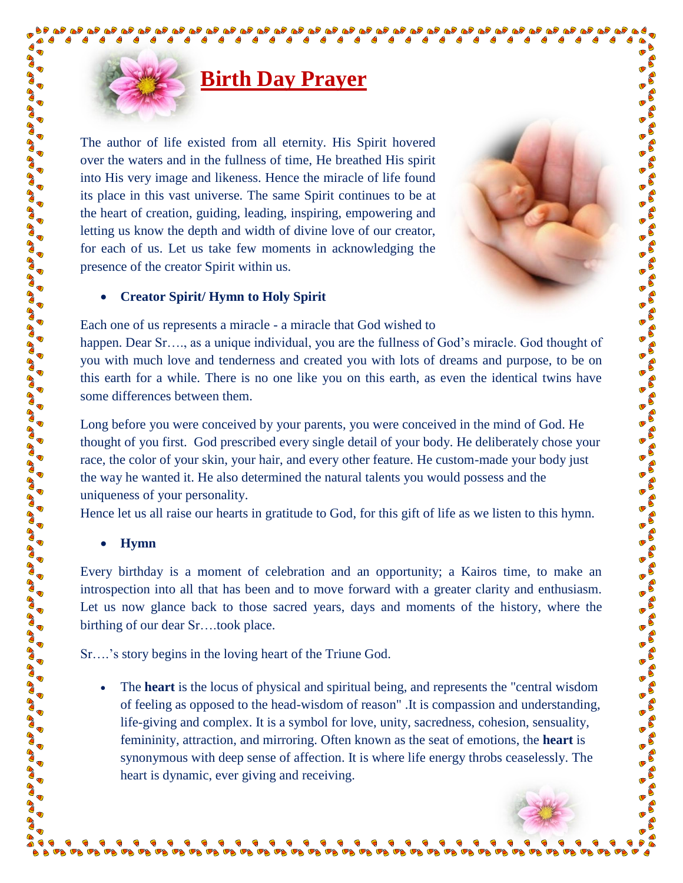# Birth Day Prayer

The author of life existed from all eternity. His Spirit hovered over the waters and in the fullness of time, He breathed His spirit into His very image and likeness. Hence the miracle of life found its place in this vast universe. The same Spirit continues to be at the heart of creation, guiding, leading, inspiring, empowering and letting us know the depth and width of divine love of our creator, for each of us. Let us take few moments in acknowledging the presence of the creator Spirit within us.

- **Creator Spirit/ Hymn to Holy Spirit**

Each one of us represents a miracle - a miracle that God wished to happen. Dear Sr…., as a unique individual, you are the fullness of God's miracle. God thought of you with much love and tenderness and created you with lots of dreams and purpose, to be on this earth for a while. There is no one like you on this earth, as even the identical twins have some differences between them.

Long before you were conceived by your parents, you were conceived in the mind of God. He thought of you first. God prescribed every single detail of your body. He deliberately chose your race, the color of your skin, your hair, and every other feature. He custom-made your body just the way he wanted it. He also determined the natural talents you would possess and the uniqueness of your personality.
Hence let us all raise our hearts in gratitude to God, for this gift of life as we listen to this hymn.

- **Hymn**

Every birthday is a moment of celebration and an opportunity; a Kairos time, to make an introspection into all that has been and to move forward with a greater clarity and enthusiasm. Let us now glance back to those sacred years, days and moments of the history, where the birthing of our dear Sr….took place.

Sr….'s story begins in the loving heart of the Triune God.

- The **heart** is the locus of physical and spiritual being, and represents the "central wisdom of feeling as opposed to the head-wisdom of reason" .It is compassion and understanding, life-giving and complex. It is a symbol for love, unity, sacredness, cohesion, sensuality, femininity, attraction, and mirroring. Often known as the seat of emotions, the **heart** is synonymous with deep sense of affection. It is where life energy throbs ceaselessly. The heart is dynamic, ever giving and receiving.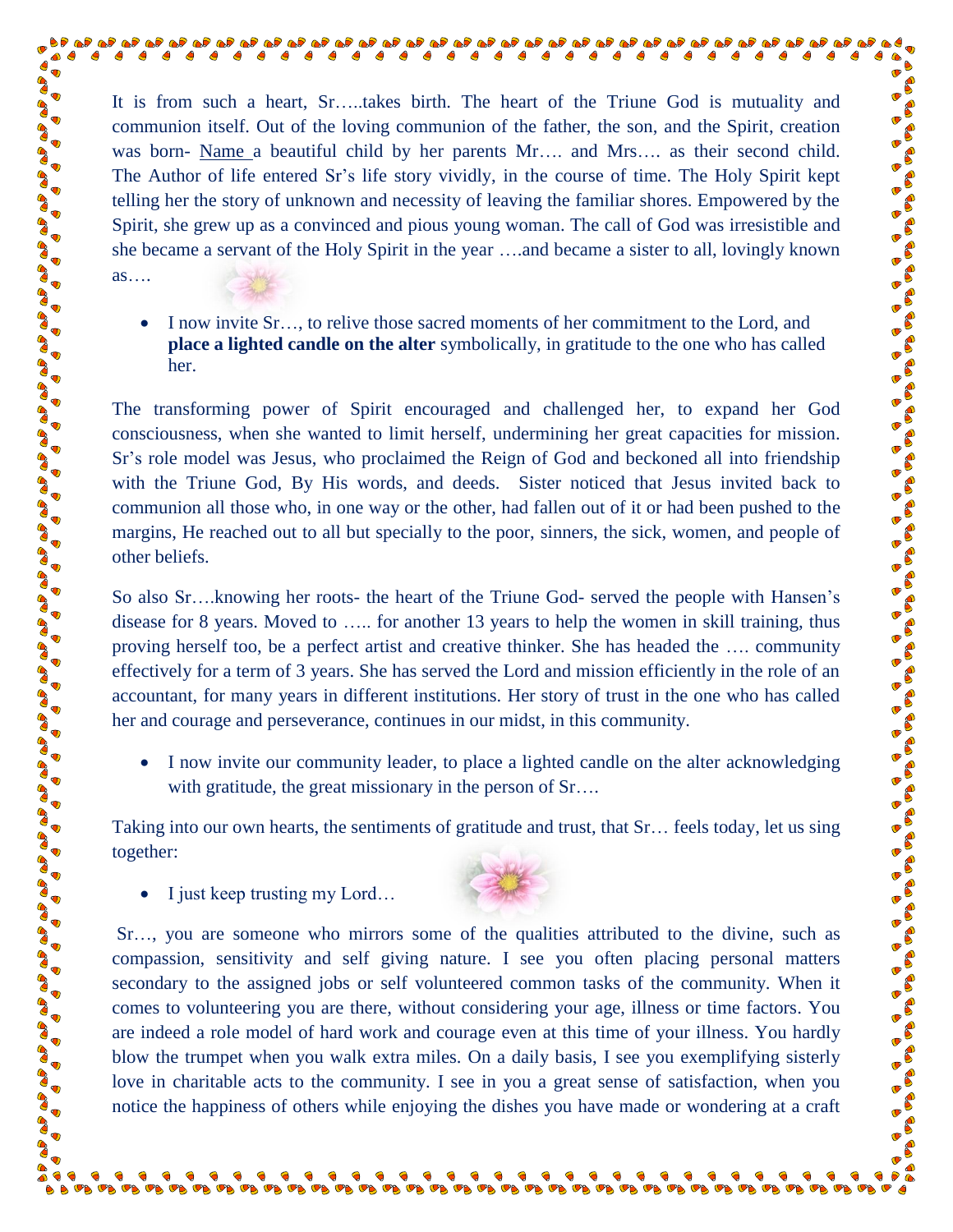It is from such a heart, Sr…..takes birth. The heart of the Triune God is mutuality and communion itself. Out of the loving communion of the father, the son, and the Spirit, creation was born- Name a beautiful child by her parents Mr…. and Mrs…. as their second child. The Author of life entered Sr's life story vividly, in the course of time. The Holy Spirit kept telling her the story of unknown and necessity of leaving the familiar shores. Empowered by the Spirit, she grew up as a convinced and pious young woman. The call of God was irresistible and she became a servant of the Holy Spirit in the year ….and became a sister to all, lovingly known as….

- I now invite Sr…, to relive those sacred moments of her commitment to the Lord, and **place a lighted candle on the alter** symbolically, in gratitude to the one who has called her.

The transforming power of Spirit encouraged and challenged her, to expand her God consciousness, when she wanted to limit herself, undermining her great capacities for mission. Sr's role model was Jesus, who proclaimed the Reign of God and beckoned all into friendship with the Triune God, By His words, and deeds. Sister noticed that Jesus invited back to communion all those who, in one way or the other, had fallen out of it or had been pushed to the margins, He reached out to all but specially to the poor, sinners, the sick, women, and people of other beliefs.

So also Sr….knowing her roots- the heart of the Triune God- served the people with Hansen's disease for 8 years. Moved to ….. for another 13 years to help the women in skill training, thus proving herself too, be a perfect artist and creative thinker. She has headed the …. community effectively for a term of 3 years. She has served the Lord and mission efficiently in the role of an accountant, for many years in different institutions. Her story of trust in the one who has called her and courage and perseverance, continues in our midst, in this community.

- I now invite our community leader, to place a lighted candle on the alter acknowledging with gratitude, the great missionary in the person of Sr….

Taking into our own hearts, the sentiments of gratitude and trust, that Sr… feels today, let us sing together:

- I just keep trusting my Lord…

Sr…, you are someone who mirrors some of the qualities attributed to the divine, such as compassion, sensitivity and self giving nature. I see you often placing personal matters secondary to the assigned jobs or self volunteered common tasks of the community. When it comes to volunteering you are there, without considering your age, illness or time factors. You are indeed a role model of hard work and courage even at this time of your illness. You hardly blow the trumpet when you walk extra miles. On a daily basis, I see you exemplifying sisterly love in charitable acts to the community. I see in you a great sense of satisfaction, when you notice the happiness of others while enjoying the dishes you have made or wondering at a craft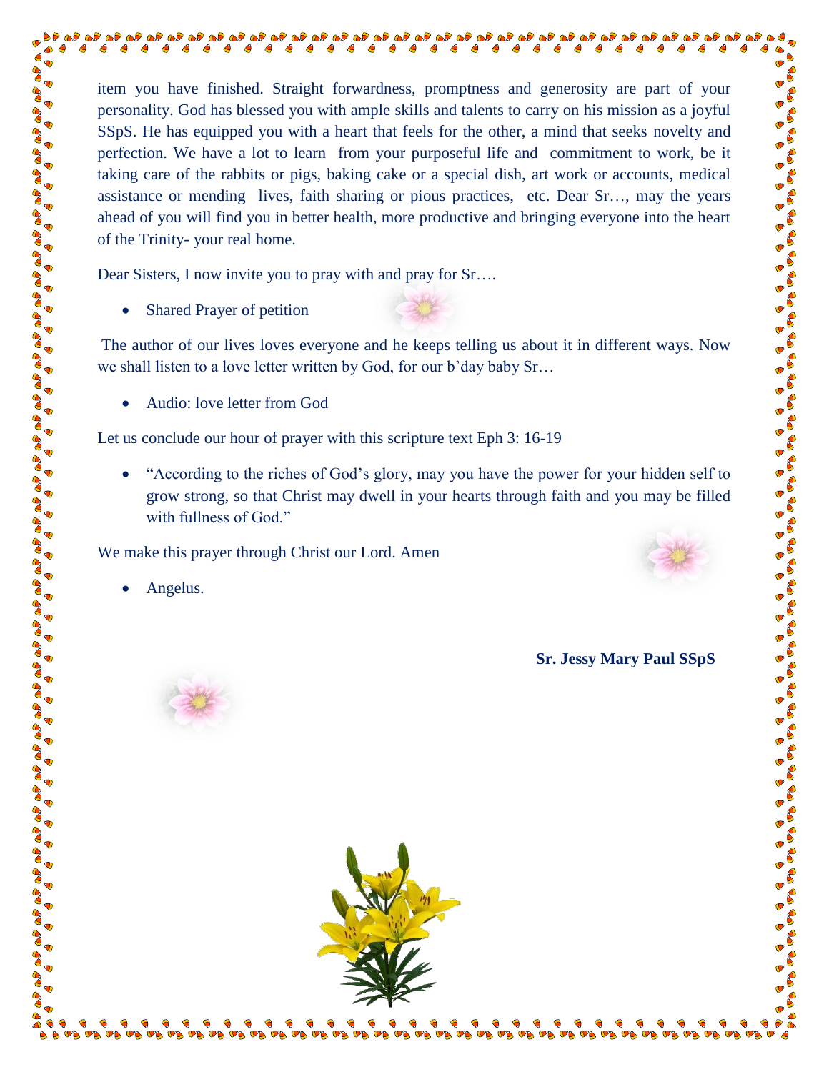item you have finished. Straight forwardness, promptness and generosity are part of your personality. God has blessed you with ample skills and talents to carry on his mission as a joyful SSpS. He has equipped you with a heart that feels for the other, a mind that seeks novelty and perfection. We have a lot to learn from your purposeful life and commitment to work, be it taking care of the rabbits or pigs, baking cake or a special dish, art work or accounts, medical assistance or mending lives, faith sharing or pious practices, etc. Dear Sr…, may the years ahead of you will find you in better health, more productive and bringing everyone into the heart of the Trinity- your real home.

Dear Sisters, I now invite you to pray with and pray for Sr….

- Shared Prayer of petition

The author of our lives loves everyone and he keeps telling us about it in different ways. Now we shall listen to a love letter written by God, for our b'day baby Sr…

- Audio: love letter from God

Let us conclude our hour of prayer with this scripture text Eph 3: 16-19

- "According to the riches of God's glory, may you have the power for your hidden self to grow strong, so that Christ may dwell in your hearts through faith and you may be filled with fullness of God."

We make this prayer through Christ our Lord. Amen

- Angelus.

**Sr. Jessy Mary Paul SSpS**